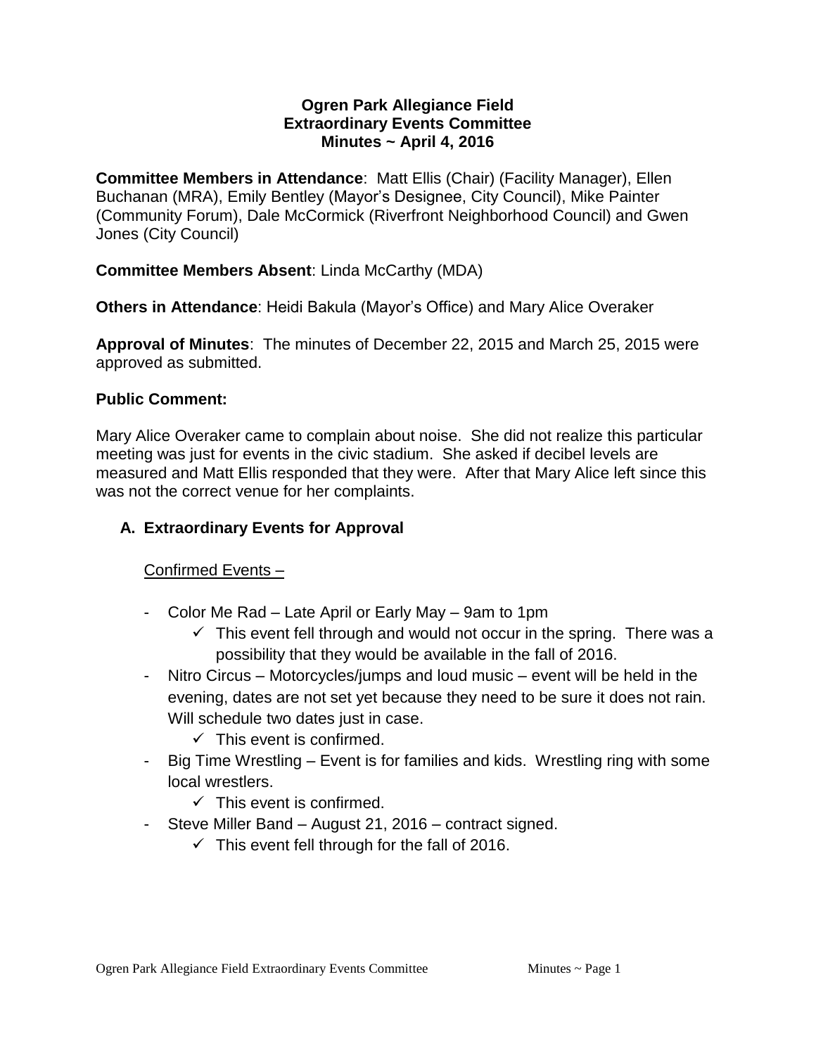# Ogren Park Allegiance Field
# Extraordinary Events Committee
# Minutes ~ April 4, 2016

**Committee Members in Attendance**: Matt Ellis (Chair) (Facility Manager), Ellen Buchanan (MRA), Emily Bentley (Mayor's Designee, City Council), Mike Painter (Community Forum), Dale McCormick (Riverfront Neighborhood Council) and Gwen Jones (City Council)

**Committee Members Absent**: Linda McCarthy (MDA)

**Others in Attendance**: Heidi Bakula (Mayor's Office) and Mary Alice Overaker

**Approval of Minutes**: The minutes of December 22, 2015 and March 25, 2015 were approved as submitted.

**Public Comment:**

Mary Alice Overaker came to complain about noise. She did not realize this particular meeting was just for events in the civic stadium. She asked if decibel levels are measured and Matt Ellis responded that they were. After that Mary Alice left since this was not the correct venue for her complaints.

## A. Extraordinary Events for Approval

Confirmed Events –

- Color Me Rad – Late April or Early May – 9am to 1pm
    - ✓ This event fell through and would not occur in the spring. There was a possibility that they would be available in the fall of 2016.
- Nitro Circus – Motorcycles/jumps and loud music – event will be held in the evening, dates are not set yet because they need to be sure it does not rain. Will schedule two dates just in case.
    - ✓ This event is confirmed.
- Big Time Wrestling – Event is for families and kids. Wrestling ring with some local wrestlers.
    - ✓ This event is confirmed.
- Steve Miller Band – August 21, 2016 – contract signed.
    - ✓ This event fell through for the fall of 2016.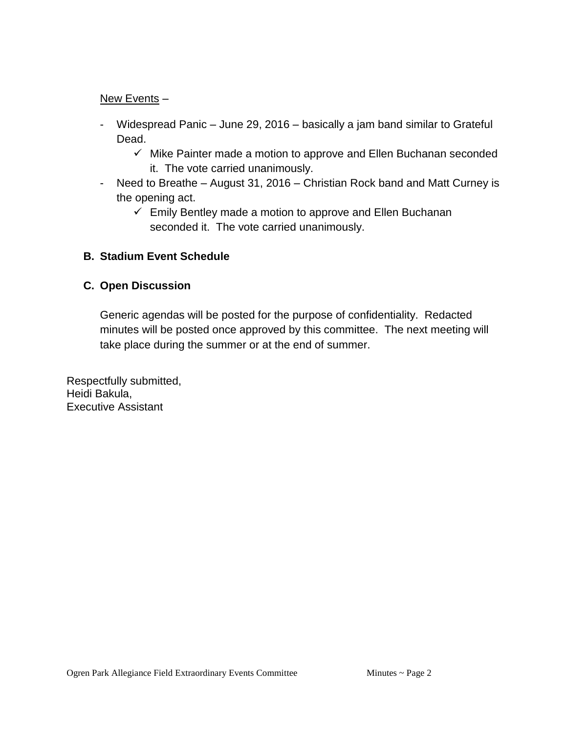New Events –

- Widespread Panic – June 29, 2016 – basically a jam band similar to Grateful Dead.
    - ✓ Mike Painter made a motion to approve and Ellen Buchanan seconded it. The vote carried unanimously.
- Need to Breathe – August 31, 2016 – Christian Rock band and Matt Curney is the opening act.
    - ✓ Emily Bentley made a motion to approve and Ellen Buchanan seconded it. The vote carried unanimously.

**B. Stadium Event Schedule**

**C. Open Discussion**

Generic agendas will be posted for the purpose of confidentiality. Redacted minutes will be posted once approved by this committee. The next meeting will take place during the summer or at the end of summer.

Respectfully submitted,
Heidi Bakula,
Executive Assistant